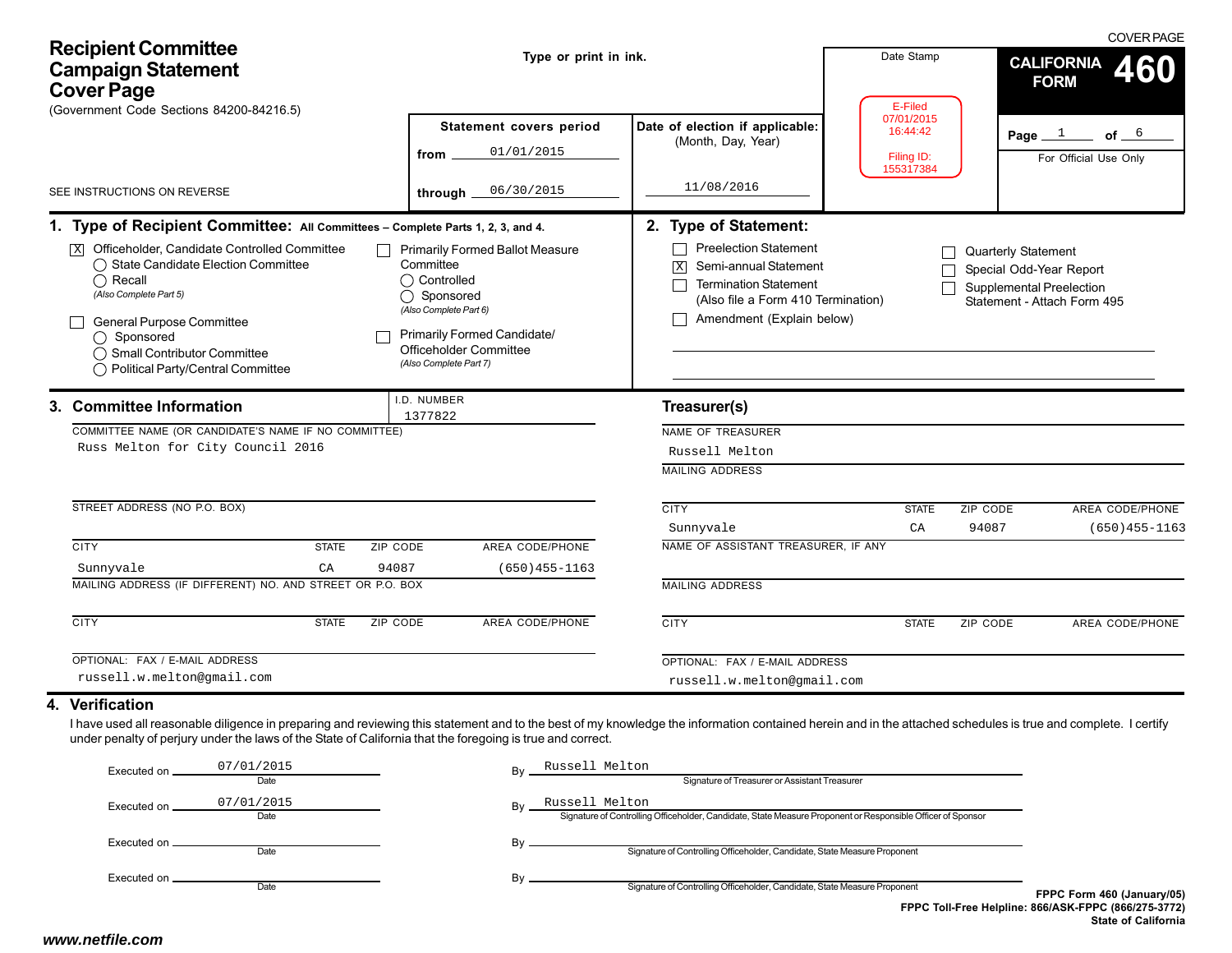# Recipient Committee Campaign Statement Cover Page

(Government Code Sections 84200-84216.5)

SEE INSTRUCTIONS ON REVERSE

Type or print in ink.

COVER PAGE

**CALIFORNIA FORM 460**

| Statement covers period | Date of election if applicable: (Month, Day, Year) | Date Stamp | |
|---|---|---|---|
| from 01/01/2015 | 11/08/2016 | E-Filed 07/01/2015 16:44:42 Filing ID: 155317384 | Page 1 of 6 |
| through 06/30/2015 | | | For Official Use Only |

## 1. Type of Recipient Committee: All Committees – Complete Parts 1, 2, 3, and 4.

- [X] Officeholder, Candidate Controlled Committee
  - ◯ State Candidate Election Committee
  - ◯ Recall *(Also Complete Part 5)*
- [ ] General Purpose Committee
  - ◯ Sponsored
  - ◯ Small Contributor Committee
  - ◯ Political Party/Central Committee
- [ ] Primarily Formed Ballot Measure Committee
  - ◯ Controlled
  - ◯ Sponsored *(Also Complete Part 6)*
- [ ] Primarily Formed Candidate/Officeholder Committee *(Also Complete Part 7)*

## 2. Type of Statement:

- [ ] Preelection Statement
- [X] Semi-annual Statement
- [ ] Termination Statement (Also file a Form 410 Termination)
- [ ] Amendment (Explain below)
- [ ] Quarterly Statement
- [ ] Special Odd-Year Report
- [ ] Supplemental Preelection Statement - Attach Form 495

## 3. Committee Information

I.D. NUMBER: 1377822

COMMITTEE NAME (OR CANDIDATE'S NAME IF NO COMMITTEE): Russ Melton for City Council 2016

STREET ADDRESS (NO P.O. BOX):

| CITY | STATE | ZIP CODE | AREA CODE/PHONE |
|---|---|---|---|
| Sunnyvale | CA | 94087 | (650)455-1163 |

MAILING ADDRESS (IF DIFFERENT) NO. AND STREET OR P.O. BOX:

| CITY | STATE | ZIP CODE | AREA CODE/PHONE |
|---|---|---|---|
| | | | |

OPTIONAL: FAX / E-MAIL ADDRESS: russell.w.melton@gmail.com

### Treasurer(s)

NAME OF TREASURER: Russell Melton

MAILING ADDRESS:

| CITY | STATE | ZIP CODE | AREA CODE/PHONE |
|---|---|---|---|
| Sunnyvale | CA | 94087 | (650)455-1163 |

NAME OF ASSISTANT TREASURER, IF ANY:

MAILING ADDRESS:

| CITY | STATE | ZIP CODE | AREA CODE/PHONE |
|---|---|---|---|
| | | | |

OPTIONAL: FAX / E-MAIL ADDRESS: russell.w.melton@gmail.com

## 4. Verification

I have used all reasonable diligence in preparing and reviewing this statement and to the best of my knowledge the information contained herein and in the attached schedules is true and complete. I certify under penalty of perjury under the laws of the State of California that the foregoing is true and correct.

| Executed on (Date) | By |
|---|---|
| 07/01/2015 | Russell Melton — Signature of Treasurer or Assistant Treasurer |
| 07/01/2015 | Russell Melton — Signature of Controlling Officeholder, Candidate, State Measure Proponent or Responsible Officer of Sponsor |
| | Signature of Controlling Officeholder, Candidate, State Measure Proponent |
| | Signature of Controlling Officeholder, Candidate, State Measure Proponent |

FPPC Form 460 (January/05)
FPPC Toll-Free Helpline: 866/ASK-FPPC (866/275-3772)
State of California

www.netfile.com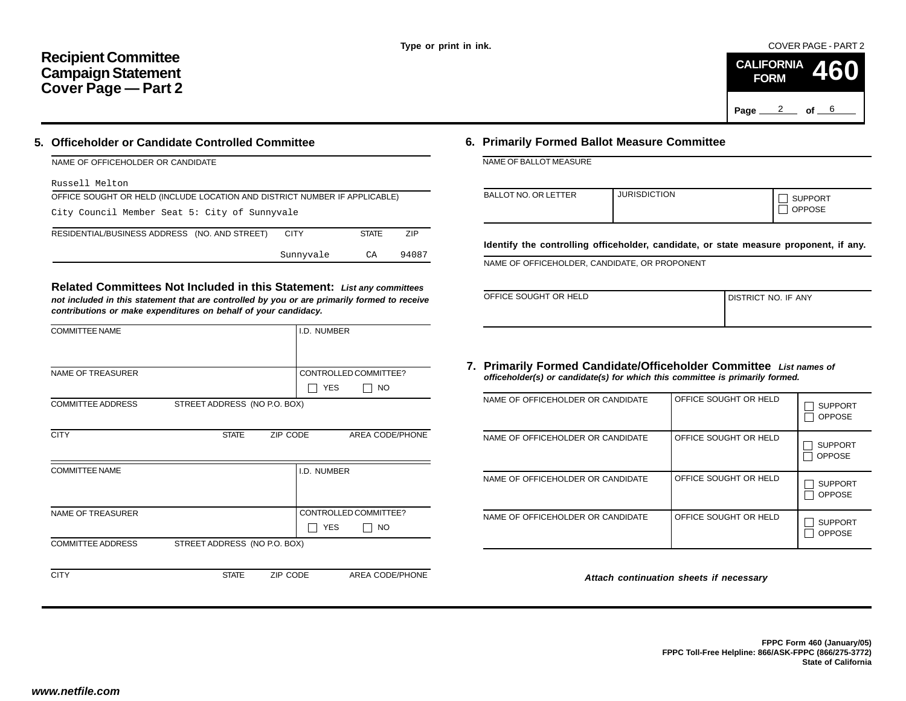Type or print in ink.

COVER PAGE - PART 2

# Recipient Committee Campaign Statement Cover Page — Part 2

**CALIFORNIA FORM 460**

Page 2 of 6

## 5. Officeholder or Candidate Controlled Committee

| NAME OF OFFICEHOLDER OR CANDIDATE | | | |
|---|---|---|---|
| Russell Melton | | | |
| **OFFICE SOUGHT OR HELD (INCLUDE LOCATION AND DISTRICT NUMBER IF APPLICABLE)** | | | |
| City Council Member Seat 5: City of Sunnyvale | | | |
| **RESIDENTIAL/BUSINESS ADDRESS (NO. AND STREET)** | **CITY** | **STATE** | **ZIP** |
| | Sunnyvale | CA | 94087 |

### Related Committees Not Included in this Statement:

*List any committees not included in this statement that are controlled by you or are primarily formed to receive contributions or make expenditures on behalf of your candidacy.*

| COMMITTEE NAME | | | I.D. NUMBER |
|---|---|---|---|
| | | | |
| **NAME OF TREASURER** | | | **CONTROLLED COMMITTEE?** ☐ YES ☐ NO |
| **COMMITTEE ADDRESS** STREET ADDRESS (NO P.O. BOX) | | | |
| **CITY** | **STATE** | **ZIP CODE** | **AREA CODE/PHONE** |
| | | | |

| COMMITTEE NAME | | | I.D. NUMBER |
|---|---|---|---|
| | | | |
| **NAME OF TREASURER** | | | **CONTROLLED COMMITTEE?** ☐ YES ☐ NO |
| **COMMITTEE ADDRESS** STREET ADDRESS (NO P.O. BOX) | | | |
| **CITY** | **STATE** | **ZIP CODE** | **AREA CODE/PHONE** |
| | | | |

## 6. Primarily Formed Ballot Measure Committee

| NAME OF BALLOT MEASURE | | |
|---|---|---|
| | | |
| **BALLOT NO. OR LETTER** | **JURISDICTION** | ☐ SUPPORT ☐ OPPOSE |

**Identify the controlling officeholder, candidate, or state measure proponent, if any.**

| NAME OF OFFICEHOLDER, CANDIDATE, OR PROPONENT | |
|---|---|
| | |
| **OFFICE SOUGHT OR HELD** | **DISTRICT NO. IF ANY** |
| | |

## 7. Primarily Formed Candidate/Officeholder Committee

*List names of officeholder(s) or candidate(s) for which this committee is primarily formed.*

| NAME OF OFFICEHOLDER OR CANDIDATE | OFFICE SOUGHT OR HELD | |
|---|---|---|
| | | ☐ SUPPORT ☐ OPPOSE |
| | | ☐ SUPPORT ☐ OPPOSE |
| | | ☐ SUPPORT ☐ OPPOSE |
| | | ☐ SUPPORT ☐ OPPOSE |

*Attach continuation sheets if necessary*

**FPPC Form 460 (January/05)**
**FPPC Toll-Free Helpline: 866/ASK-FPPC (866/275-3772)**
**State of California**

*www.netfile.com*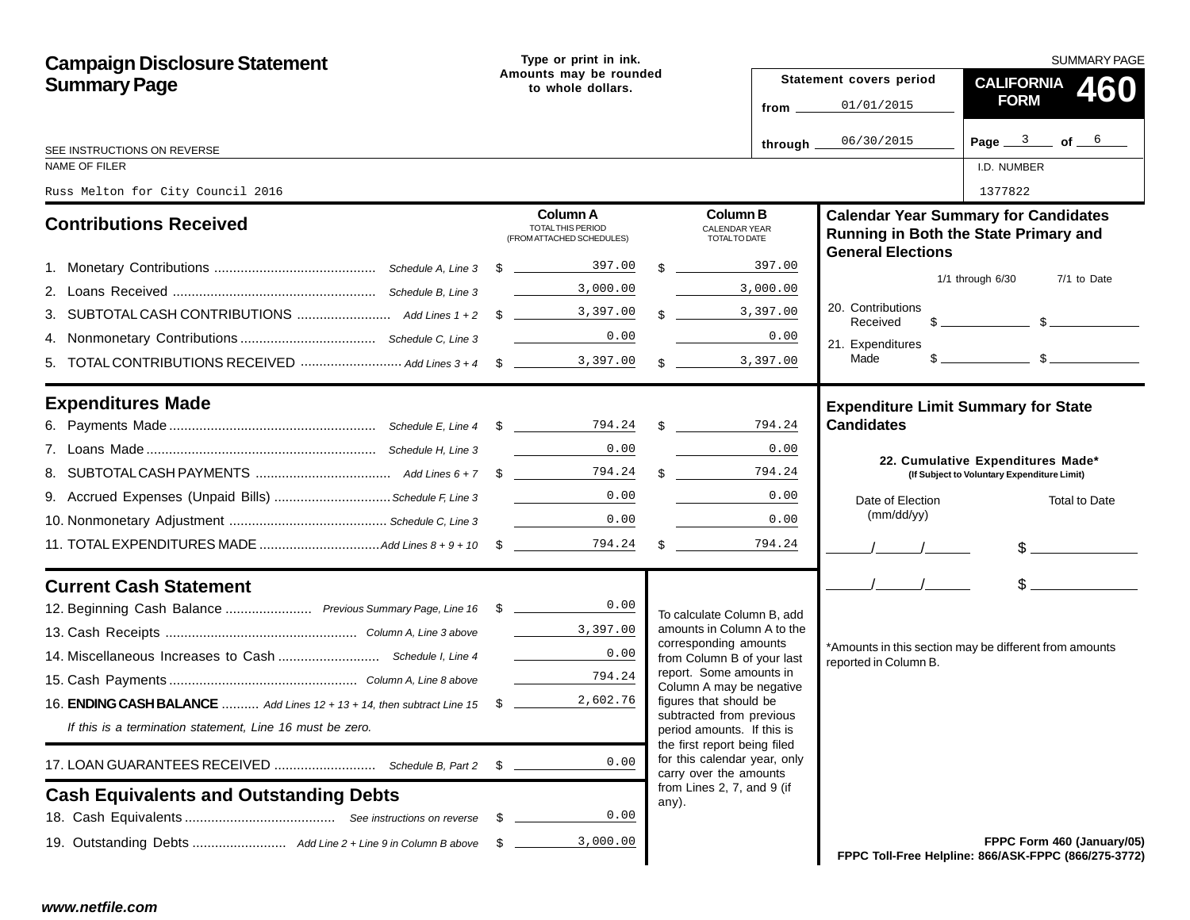# Campaign Disclosure Statement Summary Page

**Type or print in ink. Amounts may be rounded to whole dollars.**

SUMMARY PAGE

**CALIFORNIA FORM 460**

Statement covers period from 01/01/2015 through 06/30/2015

Page 3 of 6

SEE INSTRUCTIONS ON REVERSE

NAME OF FILER: Russ Melton for City Council 2016

I.D. NUMBER: 1377822

## Contributions Received

| | | Column A TOTAL THIS PERIOD (FROM ATTACHED SCHEDULES) | Column B CALENDAR YEAR TOTAL TO DATE |
|---|---|---|---|
| 1. Monetary Contributions | *Schedule A, Line 3* | $ 397.00 | $ 397.00 |
| 2. Loans Received | *Schedule B, Line 3* | 3,000.00 | 3,000.00 |
| 3. SUBTOTAL CASH CONTRIBUTIONS | *Add Lines 1 + 2* | $ 3,397.00 | $ 3,397.00 |
| 4. Nonmonetary Contributions | *Schedule C, Line 3* | 0.00 | 0.00 |
| 5. TOTAL CONTRIBUTIONS RECEIVED | *Add Lines 3 + 4* | $ 3,397.00 | $ 3,397.00 |

## Expenditures Made

| | | Column A | Column B |
|---|---|---|---|
| 6. Payments Made | *Schedule E, Line 4* | $ 794.24 | $ 794.24 |
| 7. Loans Made | *Schedule H, Line 3* | 0.00 | 0.00 |
| 8. SUBTOTAL CASH PAYMENTS | *Add Lines 6 + 7* | $ 794.24 | $ 794.24 |
| 9. Accrued Expenses (Unpaid Bills) | *Schedule F, Line 3* | 0.00 | 0.00 |
| 10. Nonmonetary Adjustment | *Schedule C, Line 3* | 0.00 | 0.00 |
| 11. TOTAL EXPENDITURES MADE | *Add Lines 8 + 9 + 10* | $ 794.24 | $ 794.24 |

## Current Cash Statement

| | | |
|---|---|---|
| 12. Beginning Cash Balance | *Previous Summary Page, Line 16* | $ 0.00 |
| 13. Cash Receipts | *Column A, Line 3 above* | 3,397.00 |
| 14. Miscellaneous Increases to Cash | *Schedule I, Line 4* | 0.00 |
| 15. Cash Payments | *Column A, Line 8 above* | 794.24 |
| 16. **ENDING CASH BALANCE** | *Add Lines 12 + 13 + 14, then subtract Line 15* | $ 2,602.76 |

*If this is a termination statement, Line 16 must be zero.*

| | | |
|---|---|---|
| 17. LOAN GUARANTEES RECEIVED | *Schedule B, Part 2* | $ 0.00 |

## Cash Equivalents and Outstanding Debts

| | | |
|---|---|---|
| 18. Cash Equivalents | *See instructions on reverse* | $ 0.00 |
| 19. Outstanding Debts | *Add Line 2 + Line 9 in Column B above* | $ 3,000.00 |

To calculate Column B, add amounts in Column A to the corresponding amounts from Column B of your last report. Some amounts in Column A may be negative figures that should be subtracted from previous period amounts. If this is the first report being filed for this calendar year, only carry over the amounts from Lines 2, 7, and 9 (if any).

## Calendar Year Summary for Candidates Running in Both the State Primary and General Elections

| | 1/1 through 6/30 | 7/1 to Date |
|---|---|---|
| 20. Contributions Received | $ | $ |
| 21. Expenditures Made | $ | $ |

## Expenditure Limit Summary for State Candidates

**22. Cumulative Expenditures Made*** **(If Subject to Voluntary Expenditure Limit)**

| Date of Election (mm/dd/yy) | Total to Date |
|---|---|
| / / | $ |
| / / | $ |

*Amounts in this section may be different from amounts reported in Column B.

**FPPC Form 460 (January/05)**
**FPPC Toll-Free Helpline: 866/ASK-FPPC (866/275-3772)**

www.netfile.com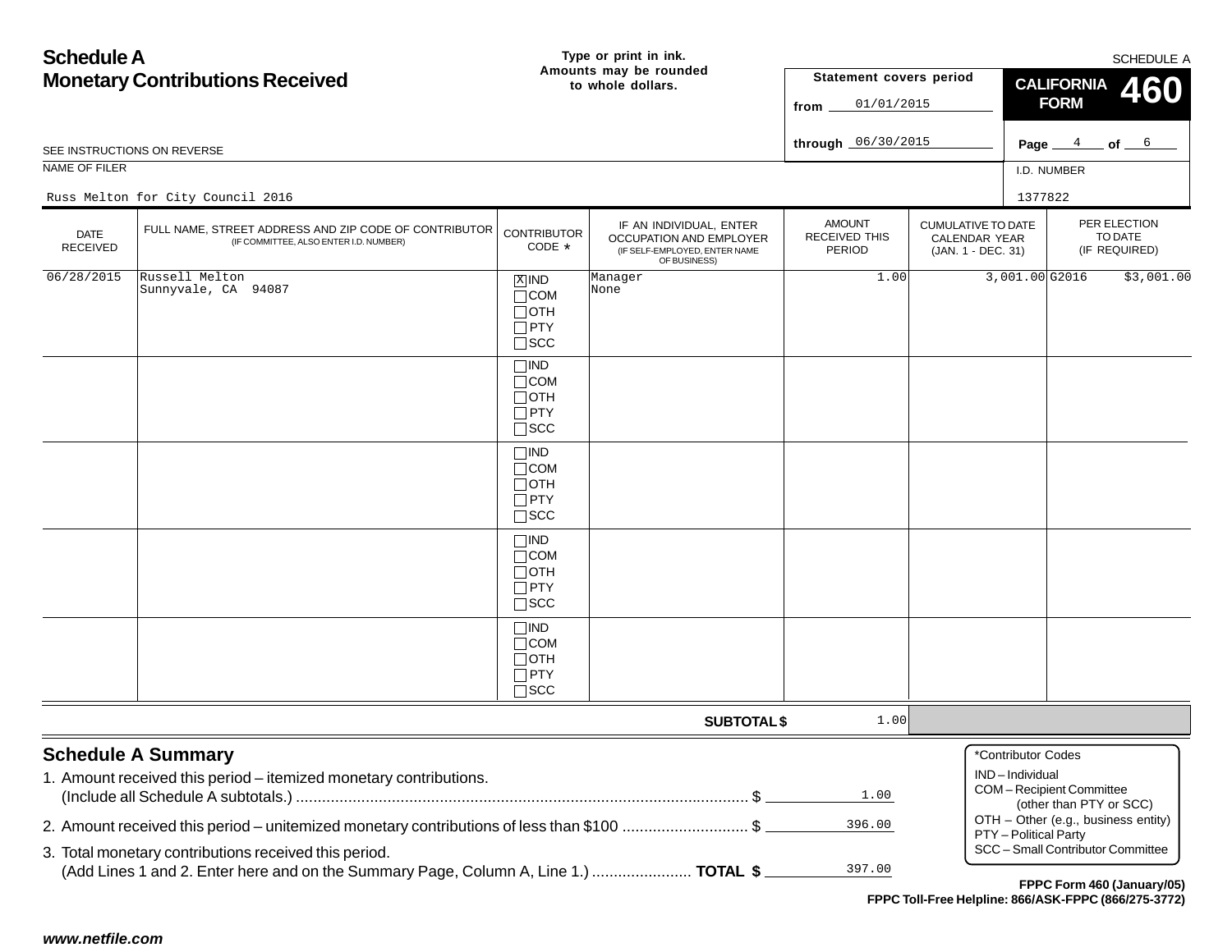# Schedule A
## Monetary Contributions Received

**Type or print in ink. Amounts may be rounded to whole dollars.**

SCHEDULE A

**Statement covers period**

from 01/01/2015

through 06/30/2015

**CALIFORNIA FORM 460**

Page 4 of 6

SEE INSTRUCTIONS ON REVERSE

NAME OF FILER: Russ Melton for City Council 2016

I.D. NUMBER: 1377822

| DATE RECEIVED | FULL NAME, STREET ADDRESS AND ZIP CODE OF CONTRIBUTOR (IF COMMITTEE, ALSO ENTER I.D. NUMBER) | CONTRIBUTOR CODE * | IF AN INDIVIDUAL, ENTER OCCUPATION AND EMPLOYER (IF SELF-EMPLOYED, ENTER NAME OF BUSINESS) | AMOUNT RECEIVED THIS PERIOD | CUMULATIVE TO DATE CALENDAR YEAR (JAN. 1 - DEC. 31) | PER ELECTION TO DATE (IF REQUIRED) |
|---|---|---|---|---|---|---|
| 06/28/2015 | Russell Melton<br>Sunnyvale, CA 94087 | [X] IND<br>[ ] COM<br>[ ] OTH<br>[ ] PTY<br>[ ] SCC | Manager<br>None | 1.00 | 3,001.00 | G2016 $3,001.00 |
| | | [ ] IND<br>[ ] COM<br>[ ] OTH<br>[ ] PTY<br>[ ] SCC | | | | |
| | | [ ] IND<br>[ ] COM<br>[ ] OTH<br>[ ] PTY<br>[ ] SCC | | | | |
| | | [ ] IND<br>[ ] COM<br>[ ] OTH<br>[ ] PTY<br>[ ] SCC | | | | |
| | | [ ] IND<br>[ ] COM<br>[ ] OTH<br>[ ] PTY<br>[ ] SCC | | | | |
| | | | **SUBTOTAL $** | 1.00 | | |

## Schedule A Summary

1. Amount received this period – itemized monetary contributions. (Include all Schedule A subtotals.) ........ $ 1.00
2. Amount received this period – unitemized monetary contributions of less than $100 ........ $ 396.00
3. Total monetary contributions received this period. (Add Lines 1 and 2. Enter here and on the Summary Page, Column A, Line 1.) ........ **TOTAL $** 397.00

*Contributor Codes
- IND – Individual
- COM – Recipient Committee (other than PTY or SCC)
- OTH – Other (e.g., business entity)
- PTY – Political Party
- SCC – Small Contributor Committee

**FPPC Form 460 (January/05)**
**FPPC Toll-Free Helpline: 866/ASK-FPPC (866/275-3772)**

***www.netfile.com***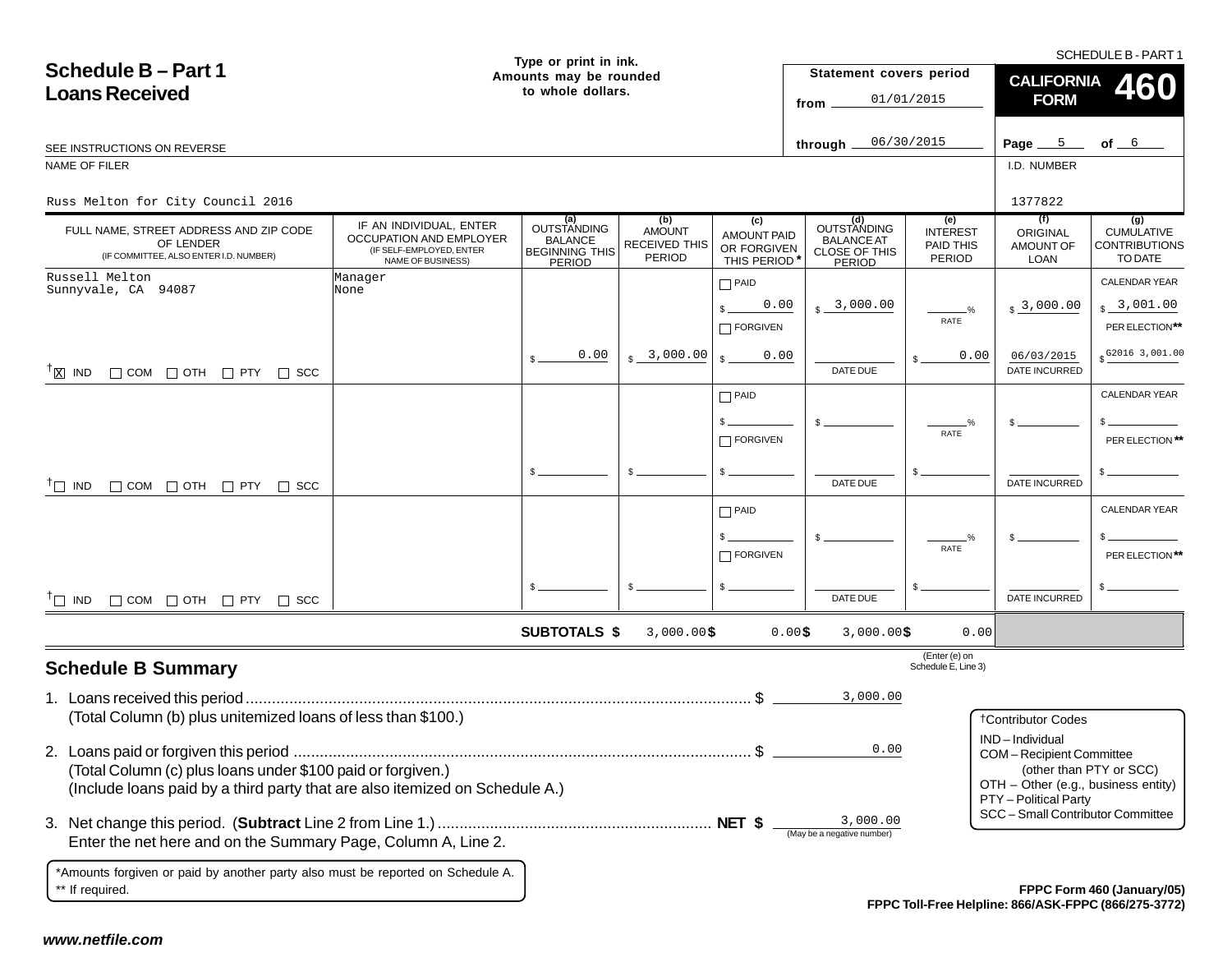SCHEDULE B - PART 1

# Schedule B – Part 1
# Loans Received

Type or print in ink.
Amounts may be rounded to whole dollars.

**Statement covers period**
from 01/01/2015
through 06/30/2015

**CALIFORNIA FORM 460**

SEE INSTRUCTIONS ON REVERSE

NAME OF FILER: Russ Melton for City Council 2016

I.D. NUMBER: 1377822

| FULL NAME, STREET ADDRESS AND ZIP CODE OF LENDER (IF COMMITTEE, ALSO ENTER I.D. NUMBER) | IF AN INDIVIDUAL, ENTER OCCUPATION AND EMPLOYER (IF SELF-EMPLOYED, ENTER NAME OF BUSINESS) | (a) OUTSTANDING BALANCE BEGINNING THIS PERIOD | (b) AMOUNT RECEIVED THIS PERIOD | (c) AMOUNT PAID OR FORGIVEN THIS PERIOD * | (d) OUTSTANDING BALANCE AT CLOSE OF THIS PERIOD | (e) INTEREST PAID THIS PERIOD | (f) ORIGINAL AMOUNT OF LOAN | (g) CUMULATIVE CONTRIBUTIONS TO DATE |
|---|---|---|---|---|---|---|---|---|
| Russell Melton<br>Sunnyvale, CA 94087<br>†[X] IND [ ] COM [ ] OTH [ ] PTY [ ] SCC | Manager<br>None | $ 0.00 | $ 3,000.00 | [ ] PAID $ 0.00<br>[ ] FORGIVEN<br>$ 0.00 | $ 3,000.00<br>DATE DUE: | ___% RATE<br>$ 0.00 | $ 3,000.00<br>06/03/2015 DATE INCURRED | CALENDAR YEAR $ 3,001.00<br>PER ELECTION** $ G2016 3,001.00 |
| †[ ] IND [ ] COM [ ] OTH [ ] PTY [ ] SCC | | $ | $ | [ ] PAID $<br>[ ] FORGIVEN<br>$ | $<br>DATE DUE | ___% RATE<br>$ | $<br>DATE INCURRED | CALENDAR YEAR $<br>PER ELECTION** $ |
| †[ ] IND [ ] COM [ ] OTH [ ] PTY [ ] SCC | | $ | $ | [ ] PAID $<br>[ ] FORGIVEN<br>$ | $<br>DATE DUE | ___% RATE<br>$ | $<br>DATE INCURRED | CALENDAR YEAR $<br>PER ELECTION** $ |
| | **SUBTOTALS $** | | 3,000.00 | $ 0.00 | $ 3,000.00 | $ 0.00 | | |

(Enter (e) on Schedule E, Line 3)

## Schedule B Summary

1. Loans received this period ........................................ $ 3,000.00
   (Total Column (b) plus unitemized loans of less than $100.)

2. Loans paid or forgiven this period ........................................ $ 0.00
   (Total Column (c) plus loans under $100 paid or forgiven.)
   (Include loans paid by a third party that are also itemized on Schedule A.)

3. Net change this period. (**Subtract** Line 2 from Line 1.) ........................ **NET $** 3,000.00 (May be a negative number)
   Enter the net here and on the Summary Page, Column A, Line 2.

†Contributor Codes
- IND – Individual
- COM – Recipient Committee (other than PTY or SCC)
- OTH – Other (e.g., business entity)
- PTY – Political Party
- SCC – Small Contributor Committee

*Amounts forgiven or paid by another party also must be reported on Schedule A.
** If required.

**FPPC Form 460 (January/05)**
**FPPC Toll-Free Helpline: 866/ASK-FPPC (866/275-3772)**

***www.netfile.com***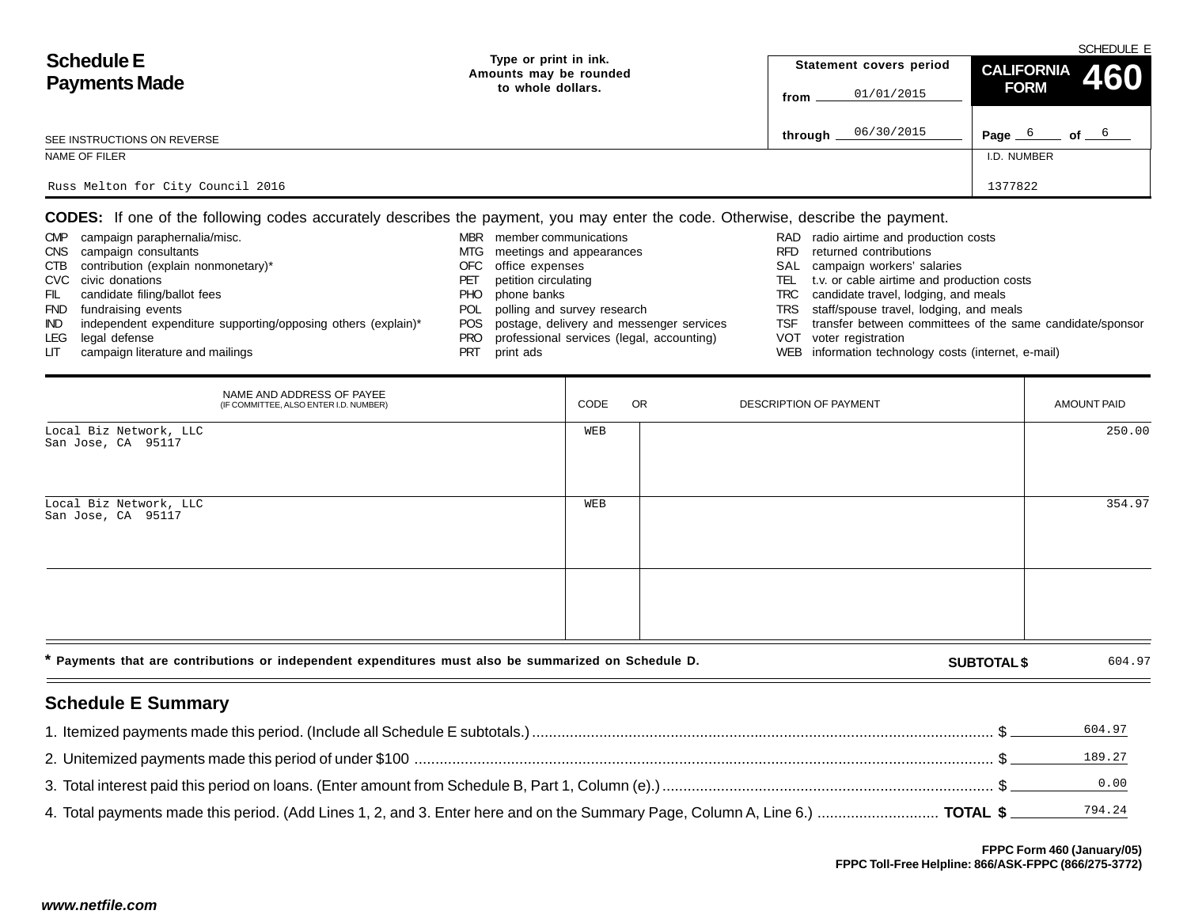# Schedule E
# Payments Made

Type or print in ink.
Amounts may be rounded to whole dollars.

Statement covers period

from 01/01/2015

through 06/30/2015

SCHEDULE E

**CALIFORNIA FORM 460**

Page 6 of 6

SEE INSTRUCTIONS ON REVERSE

NAME OF FILER: Russ Melton for City Council 2016

I.D. NUMBER: 1377822

**CODES:** If one of the following codes accurately describes the payment, you may enter the code. Otherwise, describe the payment.

| | | | | | |
|---|---|---|---|---|---|
| CMP | campaign paraphernalia/misc. | MBR | member communications | RAD | radio airtime and production costs |
| CNS | campaign consultants | MTG | meetings and appearances | RFD | returned contributions |
| CTB | contribution (explain nonmonetary)* | OFC | office expenses | SAL | campaign workers' salaries |
| CVC | civic donations | PET | petition circulating | TEL | t.v. or cable airtime and production costs |
| FIL | candidate filing/ballot fees | PHO | phone banks | TRC | candidate travel, lodging, and meals |
| FND | fundraising events | POL | polling and survey research | TRS | staff/spouse travel, lodging, and meals |
| IND | independent expenditure supporting/opposing others (explain)* | POS | postage, delivery and messenger services | TSF | transfer between committees of the same candidate/sponsor |
| LEG | legal defense | PRO | professional services (legal, accounting) | VOT | voter registration |
| LIT | campaign literature and mailings | PRT | print ads | WEB | information technology costs (internet, e-mail) |

| NAME AND ADDRESS OF PAYEE (IF COMMITTEE, ALSO ENTER I.D. NUMBER) | CODE | OR DESCRIPTION OF PAYMENT | AMOUNT PAID |
|---|---|---|---|
| Local Biz Network, LLC<br>San Jose, CA 95117 | WEB | | 250.00 |
| Local Biz Network, LLC<br>San Jose, CA 95117 | WEB | | 354.97 |
| | | | |

\* Payments that are contributions or independent expenditures must also be summarized on Schedule D.

**SUBTOTAL $** 604.97

## Schedule E Summary

1. Itemized payments made this period. (Include all Schedule E subtotals.) $ 604.97
2. Unitemized payments made this period of under $100 $ 189.27
3. Total interest paid this period on loans. (Enter amount from Schedule B, Part 1, Column (e).) $ 0.00
4. Total payments made this period. (Add Lines 1, 2, and 3. Enter here and on the Summary Page, Column A, Line 6.) **TOTAL $** 794.24

**FPPC Form 460 (January/05)**
**FPPC Toll-Free Helpline: 866/ASK-FPPC (866/275-3772)**

*www.netfile.com*